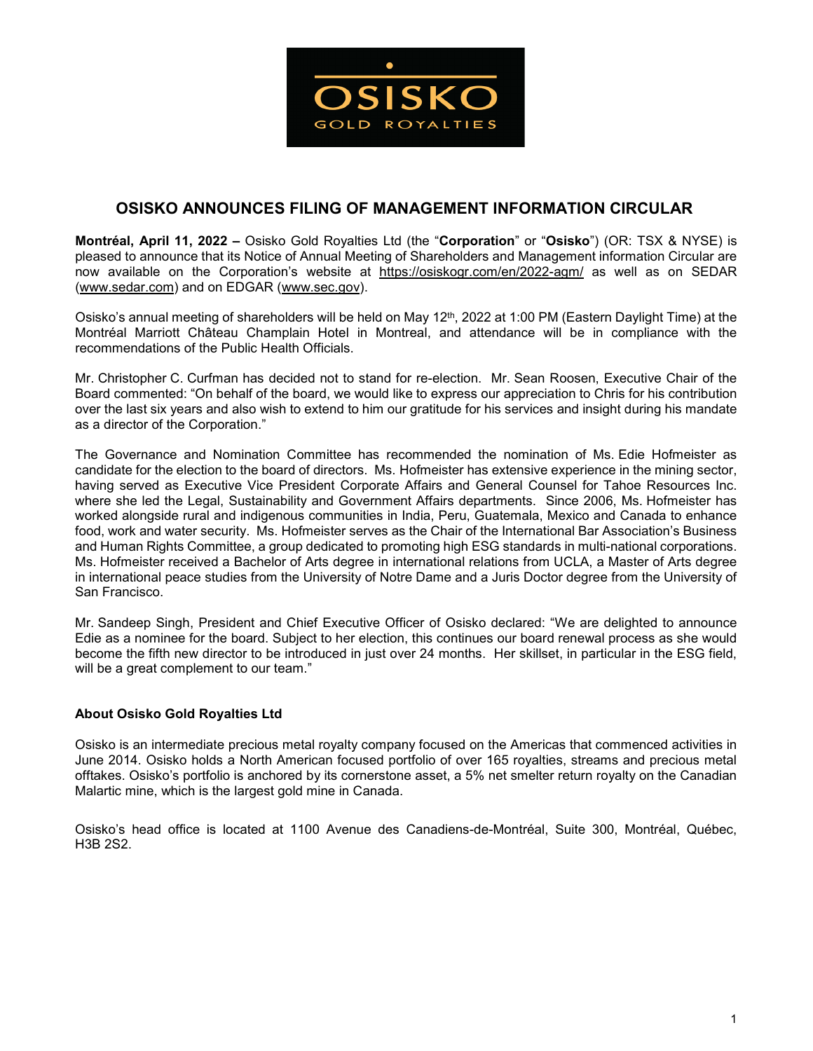# OSISKO ANNOUNCES FILING OF MANAGEMENT INFORMATION CIRCULAR

**Montréal, April 11, 2022 –** Osisko Gold Royalties Ltd (the "**Corporation**" or "**Osisko**") (OR: TSX & NYSE) is pleased to announce that its Notice of Annual Meeting of Shareholders and Management information Circular are now available on the Corporation's website at https://osiskogr.com/en/2022-agm/ as well as on SEDAR (www.sedar.com) and on EDGAR (www.sec.gov).

Osisko's annual meeting of shareholders will be held on May 12th, 2022 at 1:00 PM (Eastern Daylight Time) at the Montréal Marriott Château Champlain Hotel in Montreal, and attendance will be in compliance with the recommendations of the Public Health Officials.

Mr. Christopher C. Curfman has decided not to stand for re-election. Mr. Sean Roosen, Executive Chair of the Board commented: "On behalf of the board, we would like to express our appreciation to Chris for his contribution over the last six years and also wish to extend to him our gratitude for his services and insight during his mandate as a director of the Corporation."

The Governance and Nomination Committee has recommended the nomination of Ms. Edie Hofmeister as candidate for the election to the board of directors. Ms. Hofmeister has extensive experience in the mining sector, having served as Executive Vice President Corporate Affairs and General Counsel for Tahoe Resources Inc. where she led the Legal, Sustainability and Government Affairs departments. Since 2006, Ms. Hofmeister has worked alongside rural and indigenous communities in India, Peru, Guatemala, Mexico and Canada to enhance food, work and water security. Ms. Hofmeister serves as the Chair of the International Bar Association's Business and Human Rights Committee, a group dedicated to promoting high ESG standards in multi-national corporations. Ms. Hofmeister received a Bachelor of Arts degree in international relations from UCLA, a Master of Arts degree in international peace studies from the University of Notre Dame and a Juris Doctor degree from the University of San Francisco.

Mr. Sandeep Singh, President and Chief Executive Officer of Osisko declared: "We are delighted to announce Edie as a nominee for the board. Subject to her election, this continues our board renewal process as she would become the fifth new director to be introduced in just over 24 months. Her skillset, in particular in the ESG field, will be a great complement to our team."

**About Osisko Gold Royalties Ltd**

Osisko is an intermediate precious metal royalty company focused on the Americas that commenced activities in June 2014. Osisko holds a North American focused portfolio of over 165 royalties, streams and precious metal offtakes. Osisko's portfolio is anchored by its cornerstone asset, a 5% net smelter return royalty on the Canadian Malartic mine, which is the largest gold mine in Canada.

Osisko's head office is located at 1100 Avenue des Canadiens-de-Montréal, Suite 300, Montréal, Québec, H3B 2S2.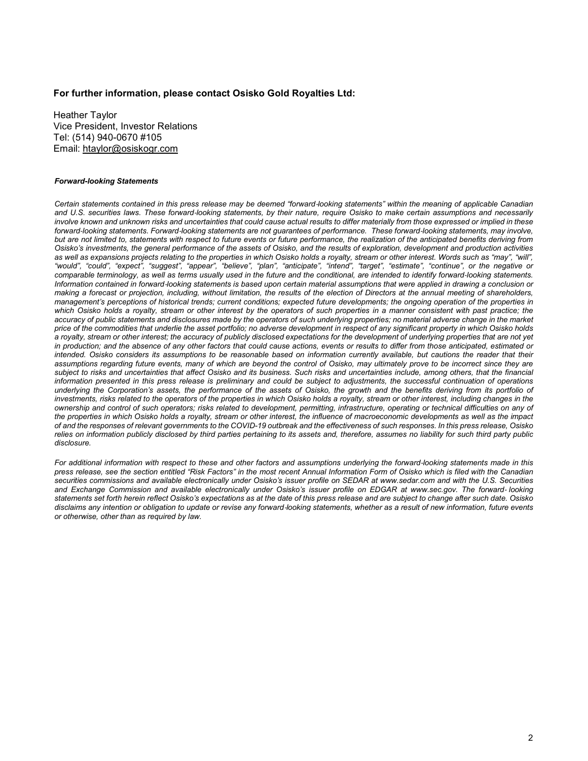**For further information, please contact Osisko Gold Royalties Ltd:**

Heather Taylor
Vice President, Investor Relations
Tel: (514) 940-0670 #105
Email: htaylor@osiskogr.com

***Forward-looking Statements***

*Certain statements contained in this press release may be deemed "forward-looking statements" within the meaning of applicable Canadian and U.S. securities laws. These forward-looking statements, by their nature, require Osisko to make certain assumptions and necessarily involve known and unknown risks and uncertainties that could cause actual results to differ materially from those expressed or implied in these forward-looking statements. Forward-looking statements are not guarantees of performance. These forward-looking statements, may involve, but are not limited to, statements with respect to future events or future performance, the realization of the anticipated benefits deriving from Osisko's investments, the general performance of the assets of Osisko, and the results of exploration, development and production activities as well as expansions projects relating to the properties in which Osisko holds a royalty, stream or other interest. Words such as "may", "will", "would", "could", "expect", "suggest", "appear", "believe", "plan", "anticipate", "intend", "target", "estimate", "continue", or the negative or comparable terminology, as well as terms usually used in the future and the conditional, are intended to identify forward-looking statements. Information contained in forward-looking statements is based upon certain material assumptions that were applied in drawing a conclusion or making a forecast or projection, including, without limitation, the results of the election of Directors at the annual meeting of shareholders, management's perceptions of historical trends; current conditions; expected future developments; the ongoing operation of the properties in which Osisko holds a royalty, stream or other interest by the operators of such properties in a manner consistent with past practice; the accuracy of public statements and disclosures made by the operators of such underlying properties; no material adverse change in the market price of the commodities that underlie the asset portfolio; no adverse development in respect of any significant property in which Osisko holds a royalty, stream or other interest; the accuracy of publicly disclosed expectations for the development of underlying properties that are not yet in production; and the absence of any other factors that could cause actions, events or results to differ from those anticipated, estimated or intended. Osisko considers its assumptions to be reasonable based on information currently available, but cautions the reader that their assumptions regarding future events, many of which are beyond the control of Osisko, may ultimately prove to be incorrect since they are subject to risks and uncertainties that affect Osisko and its business. Such risks and uncertainties include, among others, that the financial information presented in this press release is preliminary and could be subject to adjustments, the successful continuation of operations underlying the Corporation's assets, the performance of the assets of Osisko, the growth and the benefits deriving from its portfolio of investments, risks related to the operators of the properties in which Osisko holds a royalty, stream or other interest, including changes in the ownership and control of such operators; risks related to development, permitting, infrastructure, operating or technical difficulties on any of the properties in which Osisko holds a royalty, stream or other interest, the influence of macroeconomic developments as well as the impact of and the responses of relevant governments to the COVID-19 outbreak and the effectiveness of such responses. In this press release, Osisko relies on information publicly disclosed by third parties pertaining to its assets and, therefore, assumes no liability for such third party public disclosure.*

*For additional information with respect to these and other factors and assumptions underlying the forward-looking statements made in this press release, see the section entitled "Risk Factors" in the most recent Annual Information Form of Osisko which is filed with the Canadian securities commissions and available electronically under Osisko's issuer profile on SEDAR at www.sedar.com and with the U.S. Securities and Exchange Commission and available electronically under Osisko's issuer profile on EDGAR at www.sec.gov. The forward- looking statements set forth herein reflect Osisko's expectations as at the date of this press release and are subject to change after such date. Osisko disclaims any intention or obligation to update or revise any forward-looking statements, whether as a result of new information, future events or otherwise, other than as required by law.*